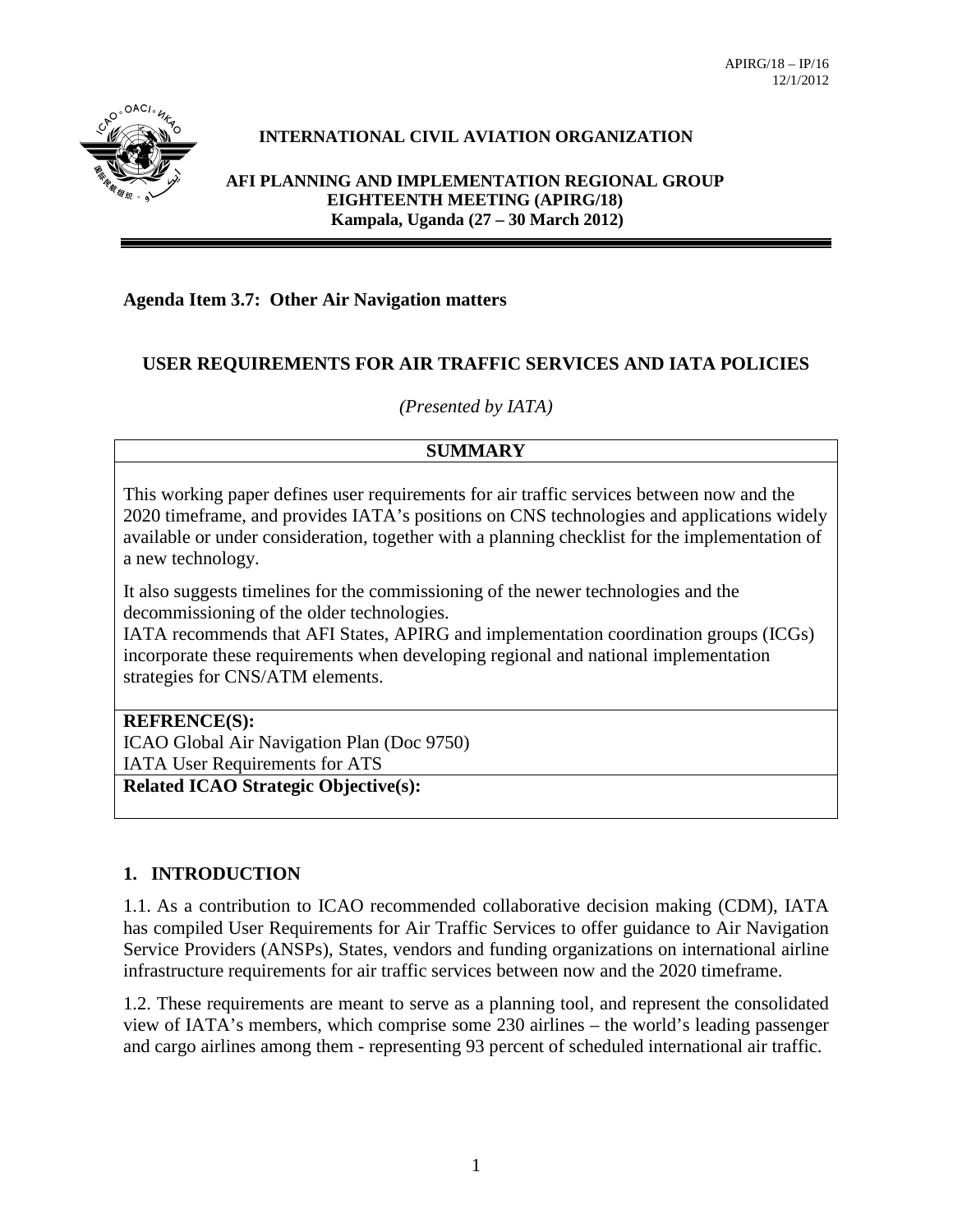APIRG/18 – IP/16
12/1/2012

**INTERNATIONAL CIVIL AVIATION ORGANIZATION**

**AFI PLANNING AND IMPLEMENTATION REGIONAL GROUP**
**EIGHTEENTH MEETING (APIRG/18)**
**Kampala, Uganda (27 – 30 March 2012)**

**Agenda Item 3.7: Other Air Navigation matters**

## USER REQUIREMENTS FOR AIR TRAFFIC SERVICES AND IATA POLICIES

*(Presented by IATA)*

| **SUMMARY** |
|---|
| This working paper defines user requirements for air traffic services between now and the 2020 timeframe, and provides IATA's positions on CNS technologies and applications widely available or under consideration, together with a planning checklist for the implementation of a new technology.<br><br>It also suggests timelines for the commissioning of the newer technologies and the decommissioning of the older technologies.<br>IATA recommends that AFI States, APIRG and implementation coordination groups (ICGs) incorporate these requirements when developing regional and national implementation strategies for CNS/ATM elements. |
| **REFRENCE(S):**<br>ICAO Global Air Navigation Plan (Doc 9750)<br>IATA User Requirements for ATS |
| **Related ICAO Strategic Objective(s):** |

## 1. INTRODUCTION

1.1. As a contribution to ICAO recommended collaborative decision making (CDM), IATA has compiled User Requirements for Air Traffic Services to offer guidance to Air Navigation Service Providers (ANSPs), States, vendors and funding organizations on international airline infrastructure requirements for air traffic services between now and the 2020 timeframe.

1.2. These requirements are meant to serve as a planning tool, and represent the consolidated view of IATA's members, which comprise some 230 airlines – the world's leading passenger and cargo airlines among them - representing 93 percent of scheduled international air traffic.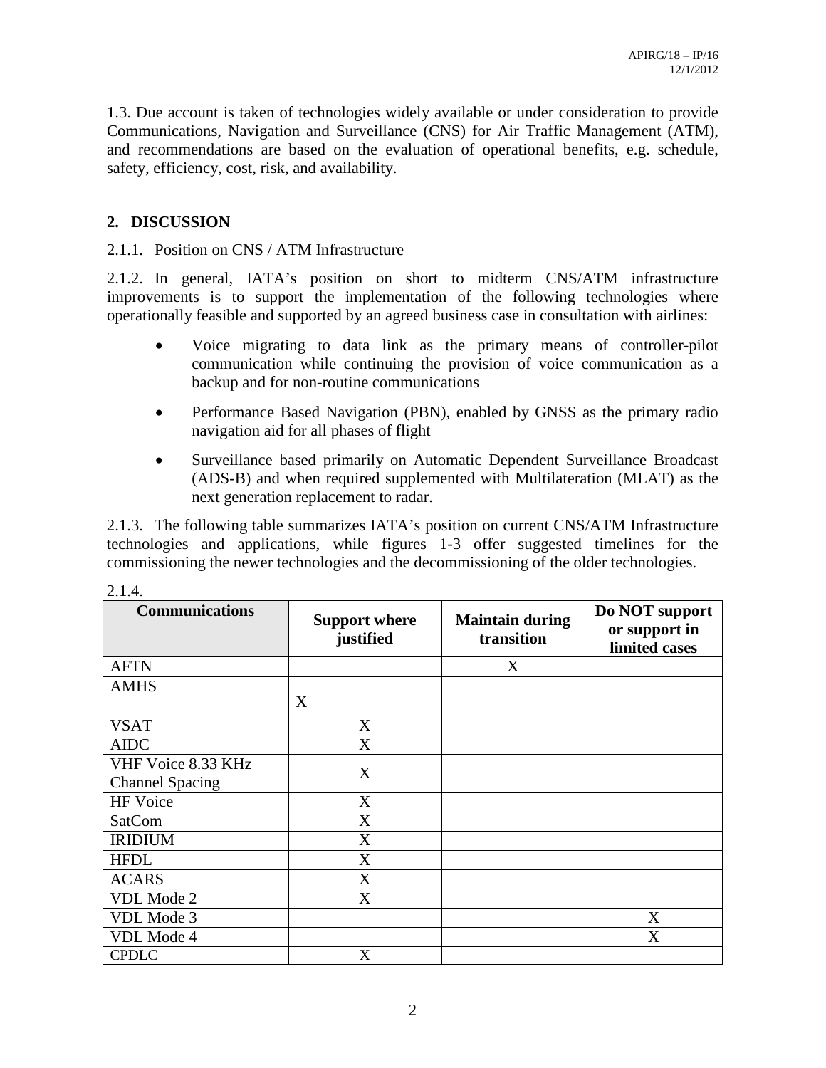1.3. Due account is taken of technologies widely available or under consideration to provide Communications, Navigation and Surveillance (CNS) for Air Traffic Management (ATM), and recommendations are based on the evaluation of operational benefits, e.g. schedule, safety, efficiency, cost, risk, and availability.

## 2. DISCUSSION

2.1.1. Position on CNS / ATM Infrastructure

2.1.2. In general, IATA's position on short to midterm CNS/ATM infrastructure improvements is to support the implementation of the following technologies where operationally feasible and supported by an agreed business case in consultation with airlines:

- Voice migrating to data link as the primary means of controller-pilot communication while continuing the provision of voice communication as a backup and for non-routine communications
- Performance Based Navigation (PBN), enabled by GNSS as the primary radio navigation aid for all phases of flight
- Surveillance based primarily on Automatic Dependent Surveillance Broadcast (ADS-B) and when required supplemented with Multilateration (MLAT) as the next generation replacement to radar.

2.1.3. The following table summarizes IATA's position on current CNS/ATM Infrastructure technologies and applications, while figures 1-3 offer suggested timelines for the commissioning the newer technologies and the decommissioning of the older technologies.

2.1.4.

| Communications | Support where justified | Maintain during transition | Do NOT support or support in limited cases |
|---|---|---|---|
| AFTN | | X | |
| AMHS | X | | |
| VSAT | X | | |
| AIDC | X | | |
| VHF Voice 8.33 KHz Channel Spacing | X | | |
| HF Voice | X | | |
| SatCom | X | | |
| IRIDIUM | X | | |
| HFDL | X | | |
| ACARS | X | | |
| VDL Mode 2 | X | | |
| VDL Mode 3 | | | X |
| VDL Mode 4 | | | X |
| CPDLC | X | | |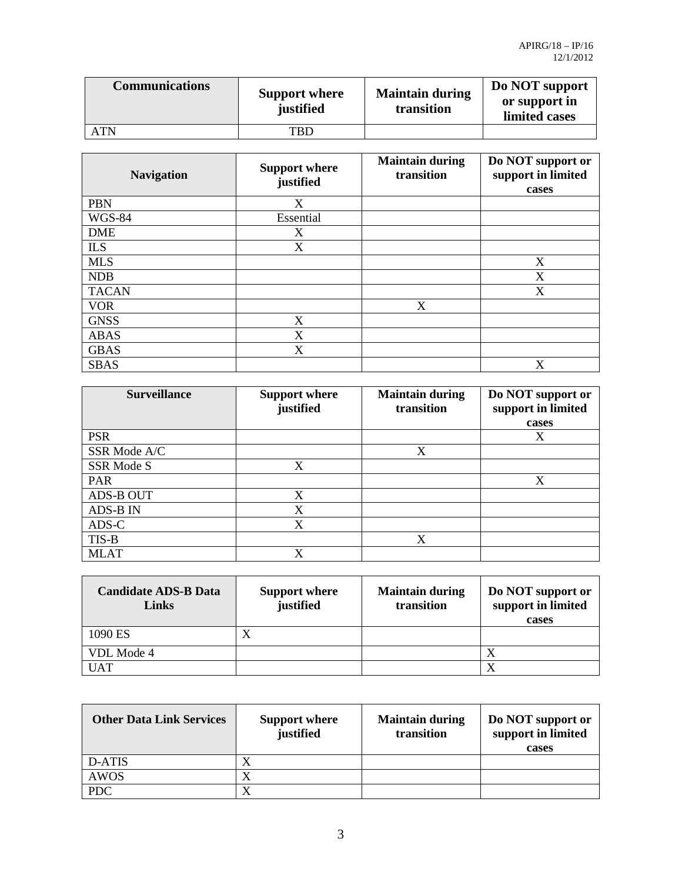| Communications | Support where justified | Maintain during transition | Do NOT support or support in limited cases |
|---|---|---|---|
| ATN | TBD | | |

| Navigation | Support where justified | Maintain during transition | Do NOT support or support in limited cases |
|---|---|---|---|
| PBN | X | | |
| WGS-84 | Essential | | |
| DME | X | | |
| ILS | X | | |
| MLS | | | X |
| NDB | | | X |
| TACAN | | | X |
| VOR | | X | |
| GNSS | X | | |
| ABAS | X | | |
| GBAS | X | | |
| SBAS | | | X |

| Surveillance | Support where justified | Maintain during transition | Do NOT support or support in limited cases |
|---|---|---|---|
| PSR | | | X |
| SSR Mode A/C | | X | |
| SSR Mode S | X | | |
| PAR | | | X |
| ADS-B OUT | X | | |
| ADS-B IN | X | | |
| ADS-C | X | | |
| TIS-B | | X | |
| MLAT | X | | |

| Candidate ADS-B Data Links | Support where justified | Maintain during transition | Do NOT support or support in limited cases |
|---|---|---|---|
| 1090 ES | X | | |
| VDL Mode 4 | | | X |
| UAT | | | X |

| Other Data Link Services | Support where justified | Maintain during transition | Do NOT support or support in limited cases |
|---|---|---|---|
| D-ATIS | X | | |
| AWOS | X | | |
| PDC | X | | |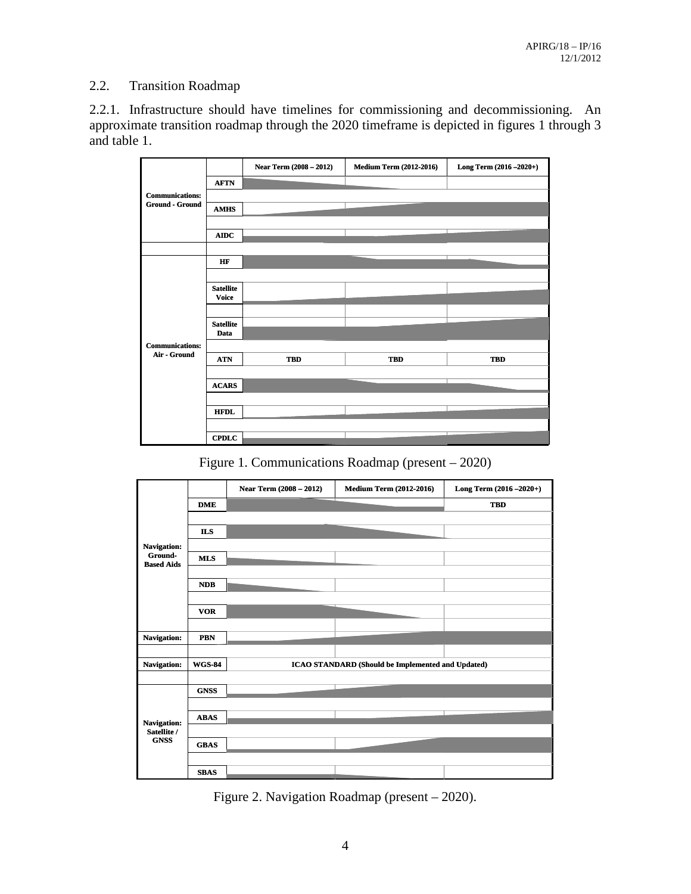## 2.2. Transition Roadmap

2.2.1. Infrastructure should have timelines for commissioning and decommissioning. An approximate transition roadmap through the 2020 timeframe is depicted in figures 1 through 3 and table 1.

| | | Near Term (2008 – 2012) | Medium Term (2012-2016) | Long Term (2016 –2020+) |
|---|---|---|---|---|
| Communications: Ground - Ground | AFTN | | | |
| | AMHS | | | |
| | AIDC | | | |
| Communications: Air - Ground | HF | | | |
| | Satellite Voice | | | |
| | Satellite Data | | | |
| | ATN | TBD | TBD | TBD |
| | ACARS | | | |
| | HFDL | | | |
| | CPDLC | | | |

Figure 1. Communications Roadmap (present – 2020)

| | | Near Term (2008 – 2012) | Medium Term (2012-2016) | Long Term (2016 –2020+) |
|---|---|---|---|---|
| Navigation: Ground-Based Aids | DME | | | TBD |
| | ILS | | | |
| | MLS | | | |
| | NDB | | | |
| | VOR | | | |
| Navigation: | PBN | | | |
| Navigation: | WGS-84 | ICAO STANDARD (Should be Implemented and Updated) | | |
| Navigation: Satellite / GNSS | GNSS | | | |
| | ABAS | | | |
| | GBAS | | | |
| | SBAS | | | |

Figure 2. Navigation Roadmap (present – 2020).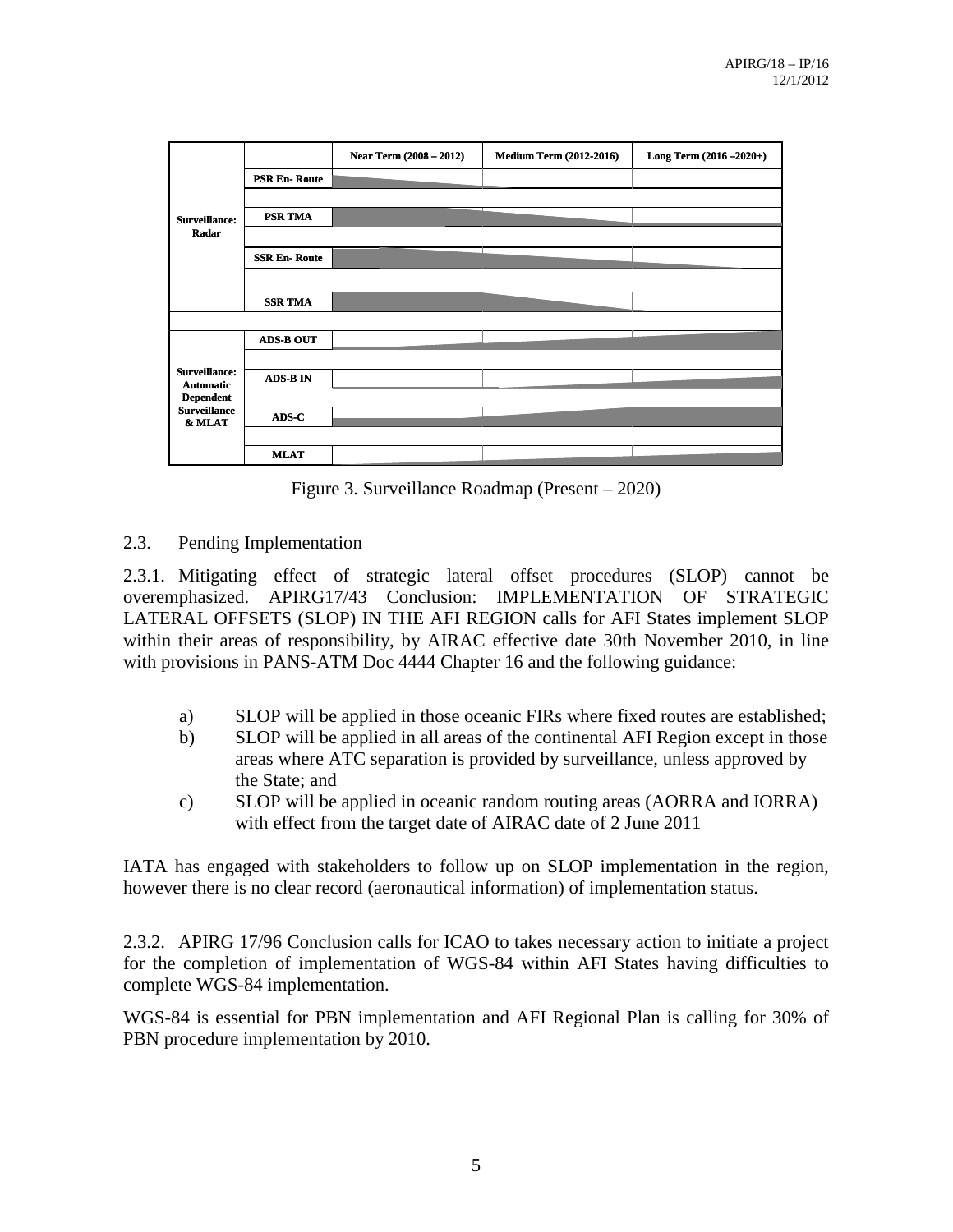| | | Near Term (2008 – 2012) | Medium Term (2012-2016) | Long Term (2016 –2020+) |
|---|---|---|---|---|
| Surveillance: Radar | PSR En- Route | | | |
| | PSR TMA | | | |
| | SSR En- Route | | | |
| | SSR TMA | | | |
| Surveillance: Automatic Dependent Surveillance & MLAT | ADS-B OUT | | | |
| | ADS-B IN | | | |
| | ADS-C | | | |
| | MLAT | | | |

Figure 3. Surveillance Roadmap (Present – 2020)

## 2.3. Pending Implementation

2.3.1. Mitigating effect of strategic lateral offset procedures (SLOP) cannot be overemphasized. APIRG17/43 Conclusion: IMPLEMENTATION OF STRATEGIC LATERAL OFFSETS (SLOP) IN THE AFI REGION calls for AFI States implement SLOP within their areas of responsibility, by AIRAC effective date 30th November 2010, in line with provisions in PANS-ATM Doc 4444 Chapter 16 and the following guidance:

a) SLOP will be applied in those oceanic FIRs where fixed routes are established;
b) SLOP will be applied in all areas of the continental AFI Region except in those areas where ATC separation is provided by surveillance, unless approved by the State; and
c) SLOP will be applied in oceanic random routing areas (AORRA and IORRA) with effect from the target date of AIRAC date of 2 June 2011

IATA has engaged with stakeholders to follow up on SLOP implementation in the region, however there is no clear record (aeronautical information) of implementation status.

2.3.2. APIRG 17/96 Conclusion calls for ICAO to takes necessary action to initiate a project for the completion of implementation of WGS-84 within AFI States having difficulties to complete WGS-84 implementation.

WGS-84 is essential for PBN implementation and AFI Regional Plan is calling for 30% of PBN procedure implementation by 2010.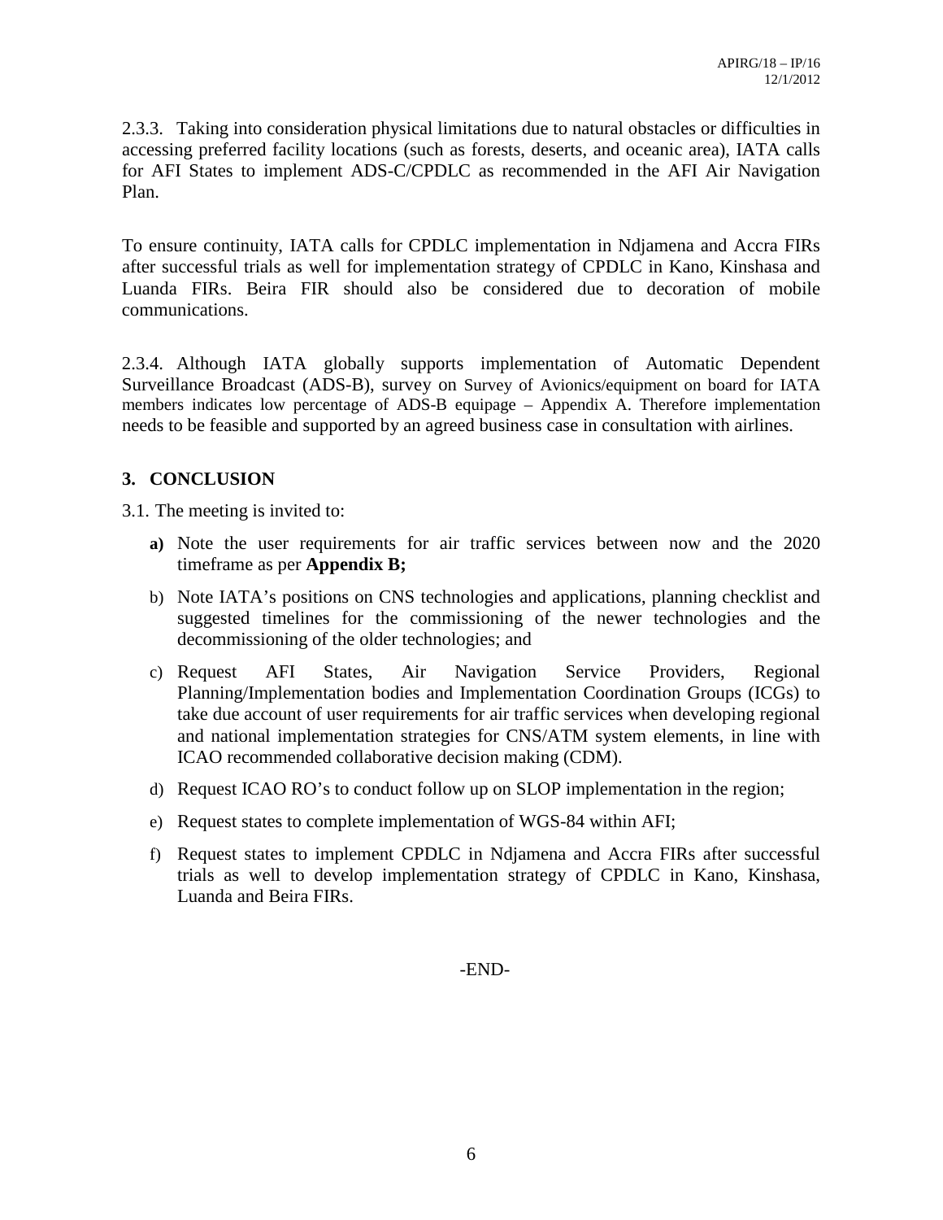2.3.3. Taking into consideration physical limitations due to natural obstacles or difficulties in accessing preferred facility locations (such as forests, deserts, and oceanic area), IATA calls for AFI States to implement ADS-C/CPDLC as recommended in the AFI Air Navigation Plan.

To ensure continuity, IATA calls for CPDLC implementation in Ndjamena and Accra FIRs after successful trials as well for implementation strategy of CPDLC in Kano, Kinshasa and Luanda FIRs. Beira FIR should also be considered due to decoration of mobile communications.

2.3.4. Although IATA globally supports implementation of Automatic Dependent Surveillance Broadcast (ADS-B), survey on Survey of Avionics/equipment on board for IATA members indicates low percentage of ADS-B equipage – Appendix A. Therefore implementation needs to be feasible and supported by an agreed business case in consultation with airlines.

## 3. CONCLUSION

3.1. The meeting is invited to:

**a)** Note the user requirements for air traffic services between now and the 2020 timeframe as per **Appendix B;**

b) Note IATA's positions on CNS technologies and applications, planning checklist and suggested timelines for the commissioning of the newer technologies and the decommissioning of the older technologies; and

c) Request AFI States, Air Navigation Service Providers, Regional Planning/Implementation bodies and Implementation Coordination Groups (ICGs) to take due account of user requirements for air traffic services when developing regional and national implementation strategies for CNS/ATM system elements, in line with ICAO recommended collaborative decision making (CDM).

d) Request ICAO RO's to conduct follow up on SLOP implementation in the region;

e) Request states to complete implementation of WGS-84 within AFI;

f) Request states to implement CPDLC in Ndjamena and Accra FIRs after successful trials as well to develop implementation strategy of CPDLC in Kano, Kinshasa, Luanda and Beira FIRs.

-END-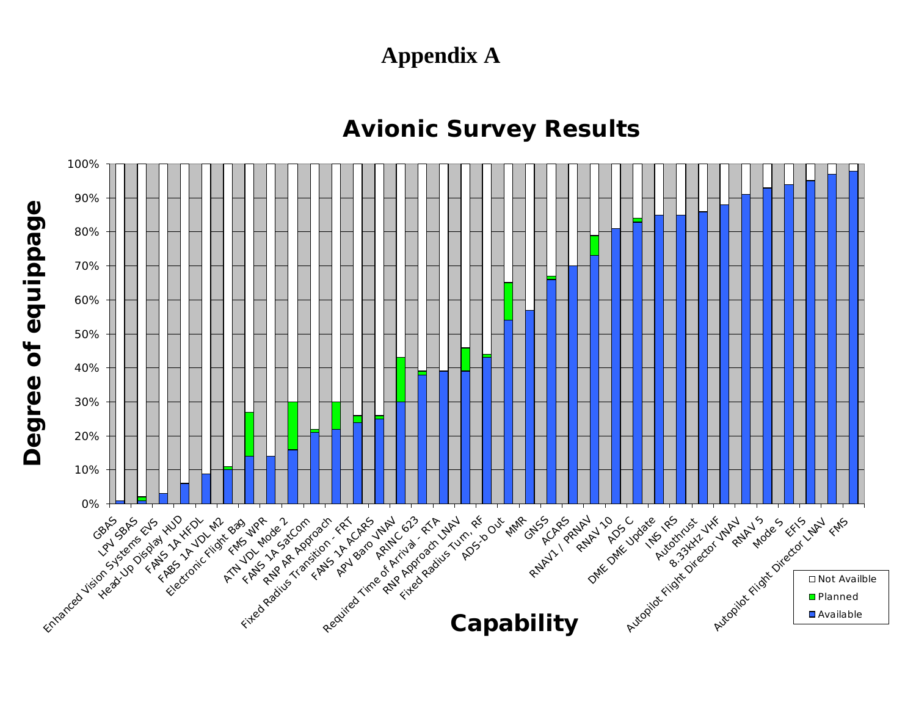# Appendix A

## Avionic Survey Results

Degree of equippage

100%
90%
80%
70%
60%
50%
40%
30%
20%
10%
0%

GBAS
LPV SBAS
Enhanced Vision Systems EVS
Head-Up Display HUD
FANS 1A HFDL
FABS 1A VDL M2
Electronic Flight Bag
FMS WPR
ATN VDL Mode 2
FANS 1A SatCom
RNP AR Approach
Fixed Radius Transition - FRT
FANS 1A ACARS
APV Baro VNAV
ARINC 623
Required Time of Arrival - RTA
RNP Approach LNAV
Fixed Radius Turn, RF
ADS-b Out
MMR
GNSS
ACARS
RNAV1 / PRNAV
RNAV 10
ADS C
DME DME Update
INS IRS
Autothrust
8.33kHz VHF
Autopilot Flight Director VNAV
RNAV 5
Mode S
EFIS
Autopilot Flight Director LNAV
FMS

Capability

Not Availble
Planned
Available